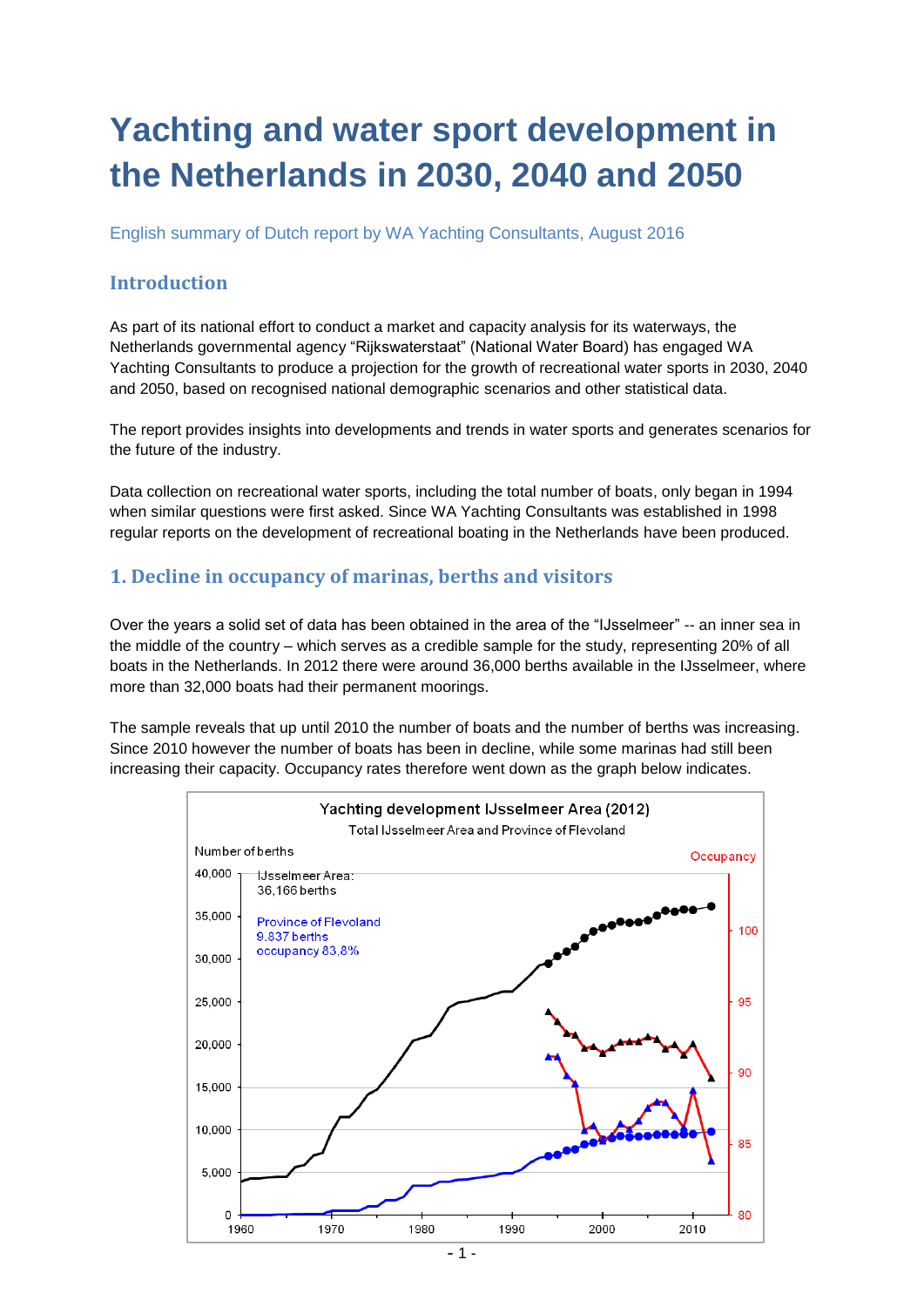# Yachting and water sport development in the Netherlands in 2030, 2040 and 2050

English summary of Dutch report by WA Yachting Consultants, August 2016

## Introduction

As part of its national effort to conduct a market and capacity analysis for its waterways, the Netherlands governmental agency "Rijkswaterstaat" (National Water Board) has engaged WA Yachting Consultants to produce a projection for the growth of recreational water sports in 2030, 2040 and 2050, based on recognised national demographic scenarios and other statistical data.

The report provides insights into developments and trends in water sports and generates scenarios for the future of the industry.

Data collection on recreational water sports, including the total number of boats, only began in 1994 when similar questions were first asked. Since WA Yachting Consultants was established in 1998 regular reports on the development of recreational boating in the Netherlands have been produced.

## 1. Decline in occupancy of marinas, berths and visitors

Over the years a solid set of data has been obtained in the area of the "IJsselmeer" -- an inner sea in the middle of the country – which serves as a credible sample for the study, representing 20% of all boats in the Netherlands. In 2012 there were around 36,000 berths available in the IJsselmeer, where more than 32,000 boats had their permanent moorings.

The sample reveals that up until 2010 the number of boats and the number of berths was increasing. Since 2010 however the number of boats has been in decline, while some marinas had still been increasing their capacity. Occupancy rates therefore went down as the graph below indicates.

Yachting development IJsselmeer Area (2012)
Total IJsselmeer Area and Province of Flevoland

IJsselmeer Area: 36,166 berths
Province of Flevoland 9,837 berths occupancy 83,8%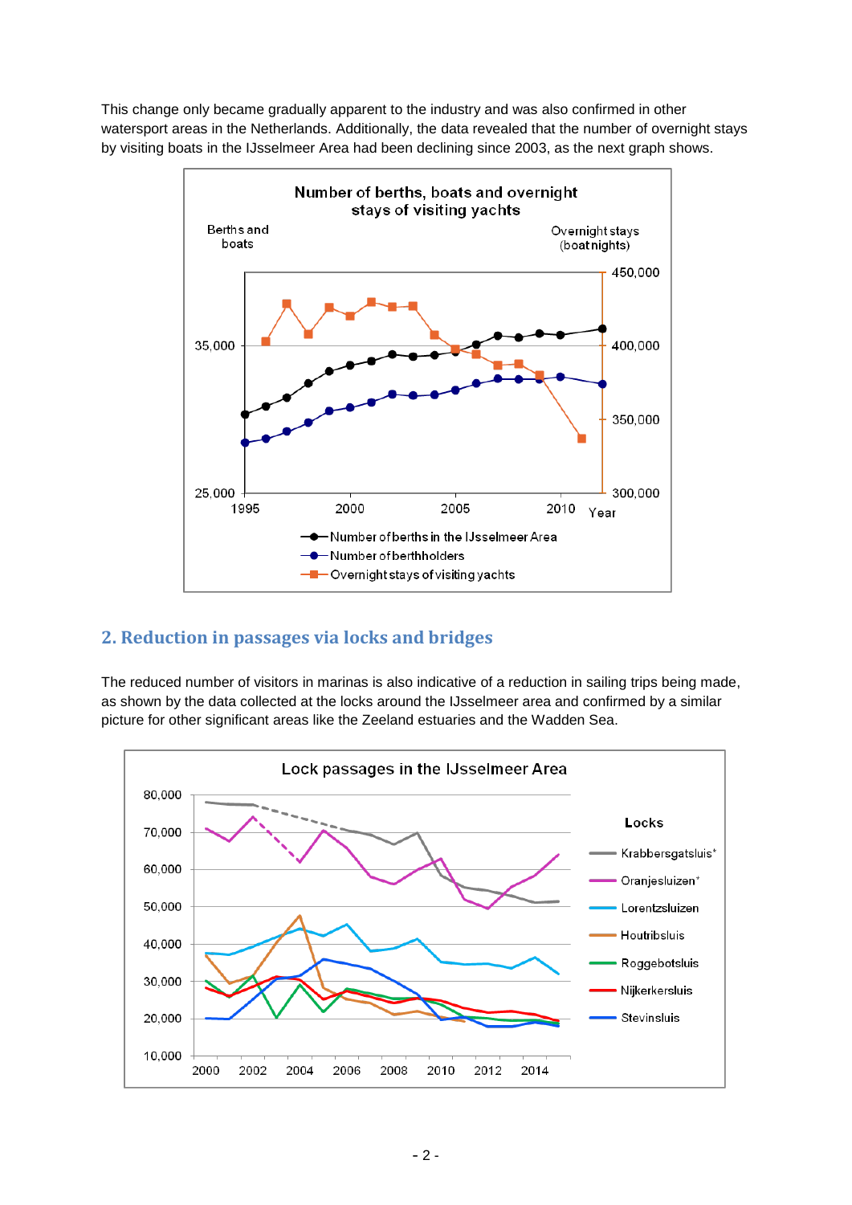This change only became gradually apparent to the industry and was also confirmed in other watersport areas in the Netherlands. Additionally, the data revealed that the number of overnight stays by visiting boats in the IJsselmeer Area had been declining since 2003, as the next graph shows.

## 2. Reduction in passages via locks and bridges

The reduced number of visitors in marinas is also indicative of a reduction in sailing trips being made, as shown by the data collected at the locks around the IJsselmeer area and confirmed by a similar picture for other significant areas like the Zeeland estuaries and the Wadden Sea.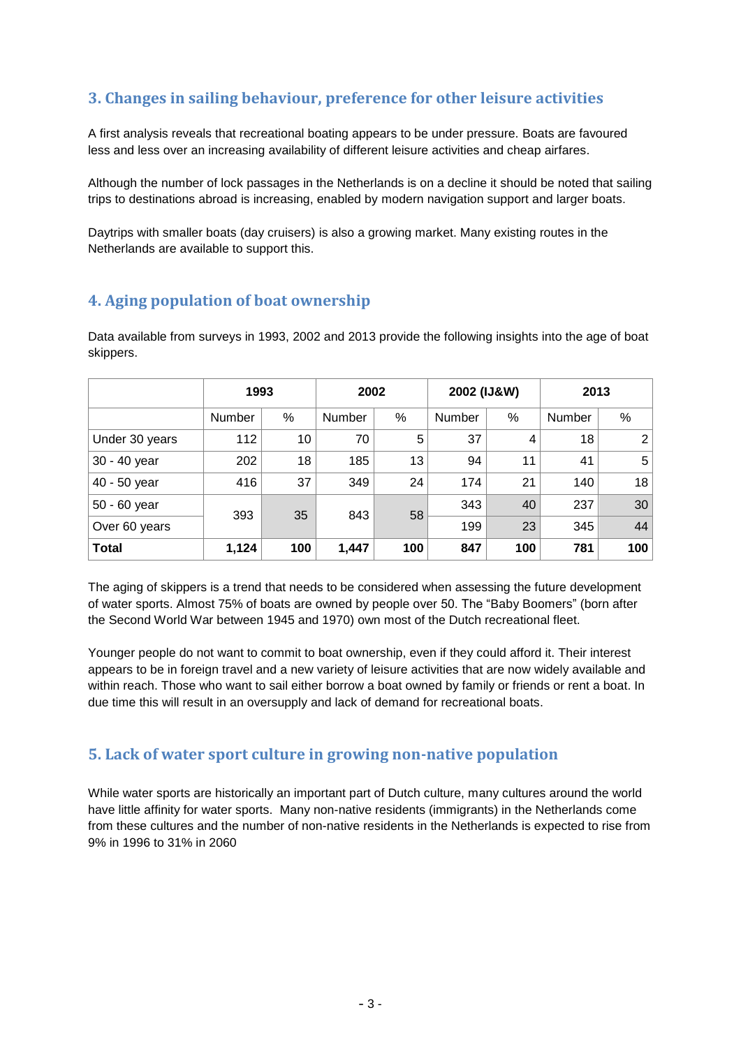## 3. Changes in sailing behaviour, preference for other leisure activities

A first analysis reveals that recreational boating appears to be under pressure. Boats are favoured less and less over an increasing availability of different leisure activities and cheap airfares.

Although the number of lock passages in the Netherlands is on a decline it should be noted that sailing trips to destinations abroad is increasing, enabled by modern navigation support and larger boats.

Daytrips with smaller boats (day cruisers) is also a growing market. Many existing routes in the Netherlands are available to support this.

## 4. Aging population of boat ownership

Data available from surveys in 1993, 2002 and 2013 provide the following insights into the age of boat skippers.

| | 1993 | | 2002 | | 2002 (IJ&W) | | 2013 | |
|---|---|---|---|---|---|---|---|---|
| | Number | % | Number | % | Number | % | Number | % |
| Under 30 years | 112 | 10 | 70 | 5 | 37 | 4 | 18 | 2 |
| 30 - 40 year | 202 | 18 | 185 | 13 | 94 | 11 | 41 | 5 |
| 40 - 50 year | 416 | 37 | 349 | 24 | 174 | 21 | 140 | 18 |
| 50 - 60 year | 393 | 35 | 843 | 58 | 343 | 40 | 237 | 30 |
| Over 60 years | | | | | 199 | 23 | 345 | 44 |
| **Total** | **1,124** | **100** | **1,447** | **100** | **847** | **100** | **781** | **100** |

The aging of skippers is a trend that needs to be considered when assessing the future development of water sports. Almost 75% of boats are owned by people over 50. The "Baby Boomers" (born after the Second World War between 1945 and 1970) own most of the Dutch recreational fleet.

Younger people do not want to commit to boat ownership, even if they could afford it. Their interest appears to be in foreign travel and a new variety of leisure activities that are now widely available and within reach. Those who want to sail either borrow a boat owned by family or friends or rent a boat. In due time this will result in an oversupply and lack of demand for recreational boats.

## 5. Lack of water sport culture in growing non-native population

While water sports are historically an important part of Dutch culture, many cultures around the world have little affinity for water sports. Many non-native residents (immigrants) in the Netherlands come from these cultures and the number of non-native residents in the Netherlands is expected to rise from 9% in 1996 to 31% in 2060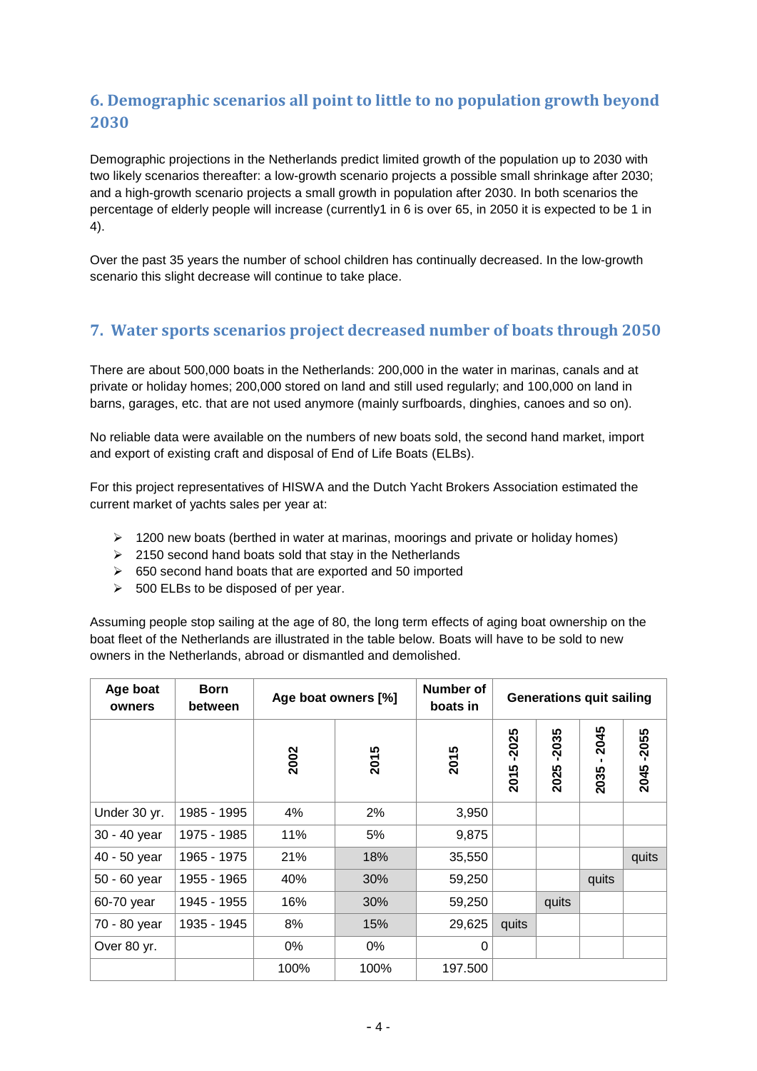## 6. Demographic scenarios all point to little to no population growth beyond 2030

Demographic projections in the Netherlands predict limited growth of the population up to 2030 with two likely scenarios thereafter: a low-growth scenario projects a possible small shrinkage after 2030; and a high-growth scenario projects a small growth in population after 2030. In both scenarios the percentage of elderly people will increase (currently1 in 6 is over 65, in 2050 it is expected to be 1 in 4).

Over the past 35 years the number of school children has continually decreased. In the low-growth scenario this slight decrease will continue to take place.

## 7. Water sports scenarios project decreased number of boats through 2050

There are about 500,000 boats in the Netherlands: 200,000 in the water in marinas, canals and at private or holiday homes; 200,000 stored on land and still used regularly; and 100,000 on land in barns, garages, etc. that are not used anymore (mainly surfboards, dinghies, canoes and so on).

No reliable data were available on the numbers of new boats sold, the second hand market, import and export of existing craft and disposal of End of Life Boats (ELBs).

For this project representatives of HISWA and the Dutch Yacht Brokers Association estimated the current market of yachts sales per year at:

- 1200 new boats (berthed in water at marinas, moorings and private or holiday homes)
- 2150 second hand boats sold that stay in the Netherlands
- 650 second hand boats that are exported and 50 imported
- 500 ELBs to be disposed of per year.

Assuming people stop sailing at the age of 80, the long term effects of aging boat ownership on the boat fleet of the Netherlands are illustrated in the table below. Boats will have to be sold to new owners in the Netherlands, abroad or dismantled and demolished.

| Age boat owners | Born between | Age boat owners [%] | | Number of boats in | Generations quit sailing | | | |
|---|---|---|---|---|---|---|---|---|
| | | 2002 | 2015 | 2015 | 2015 -2025 | 2025 -2035 | 2035 - 2045 | 2045 -2055 |
| Under 30 yr. | 1985 - 1995 | 4% | 2% | 3,950 | | | | |
| 30 - 40 year | 1975 - 1985 | 11% | 5% | 9,875 | | | | |
| 40 - 50 year | 1965 - 1975 | 21% | 18% | 35,550 | | | | quits |
| 50 - 60 year | 1955 - 1965 | 40% | 30% | 59,250 | | | quits | |
| 60-70 year | 1945 - 1955 | 16% | 30% | 59,250 | | quits | | |
| 70 - 80 year | 1935 - 1945 | 8% | 15% | 29,625 | quits | | | |
| Over 80 yr. | | 0% | 0% | 0 | | | | |
| | | 100% | 100% | 197.500 | | | | |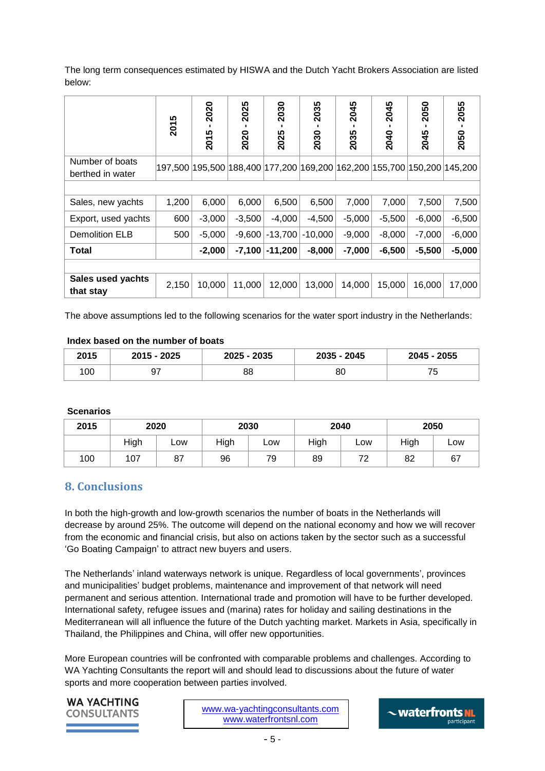The long term consequences estimated by HISWA and the Dutch Yacht Brokers Association are listed below:

| | 2015 | 2015 - 2020 | 2020 - 2025 | 2025 - 2030 | 2030 - 2035 | 2035 - 2045 | 2040 - 2045 | 2045 - 2050 | 2050 - 2055 |
|---|---|---|---|---|---|---|---|---|---|
| Number of boats berthed in water | 197,500 | 195,500 | 188,400 | 177,200 | 169,200 | 162,200 | 155,700 | 150,200 | 145,200 |
| | | | | | | | | | |
| Sales, new yachts | 1,200 | 6,000 | 6,000 | 6,500 | 6,500 | 7,000 | 7,000 | 7,500 | 7,500 |
| Export, used yachts | 600 | -3,000 | -3,500 | -4,000 | -4,500 | -5,000 | -5,500 | -6,000 | -6,500 |
| Demolition ELB | 500 | -5,000 | -9,600 | -13,700 | -10,000 | -9,000 | -8,000 | -7,000 | -6,000 |
| **Total** | | **-2,000** | **-7,100** | **-11,200** | **-8,000** | **-7,000** | **-6,500** | **-5,500** | **-5,000** |
| | | | | | | | | | |
| **Sales used yachts that stay** | 2,150 | 10,000 | 11,000 | 12,000 | 13,000 | 14,000 | 15,000 | 16,000 | 17,000 |

The above assumptions led to the following scenarios for the water sport industry in the Netherlands:

**Index based on the number of boats**

| 2015 | 2015 - 2025 | 2025 - 2035 | 2035 - 2045 | 2045 - 2055 |
|---|---|---|---|---|
| 100 | 97 | 88 | 80 | 75 |

**Scenarios**

| 2015 | 2020 | | 2030 | | 2040 | | 2050 | |
|---|---|---|---|---|---|---|---|---|
| | High | Low | High | Low | High | Low | High | Low |
| 100 | 107 | 87 | 96 | 79 | 89 | 72 | 82 | 67 |

## 8. Conclusions

In both the high-growth and low-growth scenarios the number of boats in the Netherlands will decrease by around 25%. The outcome will depend on the national economy and how we will recover from the economic and financial crisis, but also on actions taken by the sector such as a successful 'Go Boating Campaign' to attract new buyers and users.

The Netherlands' inland waterways network is unique. Regardless of local governments', provinces and municipalities' budget problems, maintenance and improvement of that network will need permanent and serious attention. International trade and promotion will have to be further developed. International safety, refugee issues and (marina) rates for holiday and sailing destinations in the Mediterranean will all influence the future of the Dutch yachting market. Markets in Asia, specifically in Thailand, the Philippines and China, will offer new opportunities.

More European countries will be confronted with comparable problems and challenges. According to WA Yachting Consultants the report will and should lead to discussions about the future of water sports and more cooperation between parties involved.

WA YACHTING CONSULTANTS

www.wa-yachtingconsultants.com
www.waterfrontsnl.com

waterfronts NL participant